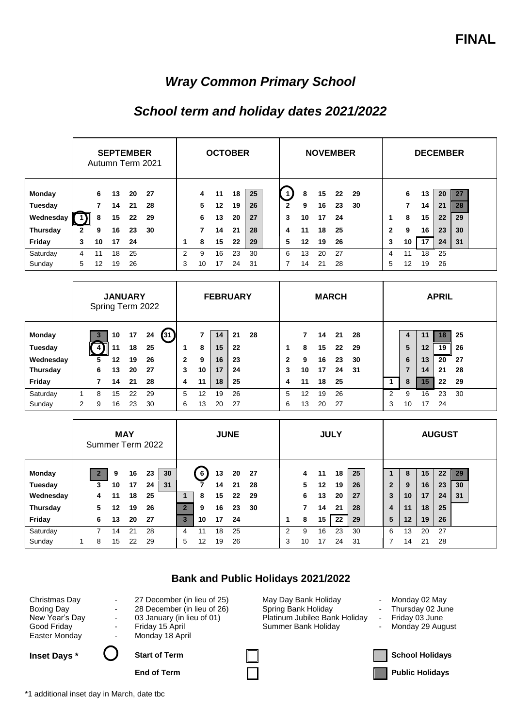**FINAL**

# *Wray Common Primary School*

## *School term and holiday dates 2021/2022*

| | **SEPTEMBER** Autumn Term 2021 | | | | | **OCTOBER** | | | | | **NOVEMBER** | | | | | **DECEMBER** | | | | |
|---|---|---|---|---|---|---|---|---|---|---|---|---|---|---|---|---|---|---|---|---|
| **Monday** | | 6 | 13 | 20 | 27 | | 4 | 11 | 18 | 25 | 1 | 8 | 15 | 22 | 29 | | 6 | 13 | 20 | 27 |
| **Tuesday** | | 7 | 14 | 21 | 28 | | 5 | 12 | 19 | 26 | 2 | 9 | 16 | 23 | 30 | | 7 | 14 | 21 | 28 |
| **Wednesday** | 1 | 8 | 15 | 22 | 29 | | 6 | 13 | 20 | 27 | 3 | 10 | 17 | 24 | | 1 | 8 | 15 | 22 | 29 |
| **Thursday** | 2 | 9 | 16 | 23 | 30 | | 7 | 14 | 21 | 28 | 4 | 11 | 18 | 25 | | 2 | 9 | 16 | 23 | 30 |
| **Friday** | 3 | 10 | 17 | 24 | | 1 | 8 | 15 | 22 | 29 | 5 | 12 | 19 | 26 | | 3 | 10 | 17 | 24 | 31 |
| Saturday | 4 | 11 | 18 | 25 | | 2 | 9 | 16 | 23 | 30 | 6 | 13 | 20 | 27 | | 4 | 11 | 18 | 25 | |
| Sunday | 5 | 12 | 19 | 26 | | 3 | 10 | 17 | 24 | 31 | 7 | 14 | 21 | 28 | | 5 | 12 | 19 | 26 | |

| | **JANUARY** Spring Term 2022 | | | | | | **FEBRUARY** | | | | | **MARCH** | | | | | **APRIL** | | | | |
|---|---|---|---|---|---|---|---|---|---|---|---|---|---|---|---|---|---|---|---|---|---|
| **Monday** | | 3 | 10 | 17 | 24 | 31 | | 7 | 14 | 21 | 28 | | 7 | 14 | 21 | 28 | | 4 | 11 | 18 | 25 |
| **Tuesday** | | 4 | 11 | 18 | 25 | | 1 | 8 | 15 | 22 | | 1 | 8 | 15 | 22 | 29 | | 5 | 12 | 19 | 26 |
| **Wednesday** | | 5 | 12 | 19 | 26 | | 2 | 9 | 16 | 23 | | 2 | 9 | 16 | 23 | 30 | | 6 | 13 | 20 | 27 |
| **Thursday** | | 6 | 13 | 20 | 27 | | 3 | 10 | 17 | 24 | | 3 | 10 | 17 | 24 | 31 | | 7 | 14 | 21 | 28 |
| **Friday** | | 7 | 14 | 21 | 28 | | 4 | 11 | 18 | 25 | | 4 | 11 | 18 | 25 | | 1 | 8 | 15 | 22 | 29 |
| Saturday | 1 | 8 | 15 | 22 | 29 | | 5 | 12 | 19 | 26 | | 5 | 12 | 19 | 26 | | 2 | 9 | 16 | 23 | 30 |
| Sunday | 2 | 9 | 16 | 23 | 30 | | 6 | 13 | 20 | 27 | | 6 | 13 | 20 | 27 | | 3 | 10 | 17 | 24 | |

| | **MAY** Summer Term 2022 | | | | | | **JUNE** | | | | | **JULY** | | | | | **AUGUST** | | | | |
|---|---|---|---|---|---|---|---|---|---|---|---|---|---|---|---|---|---|---|---|---|---|
| **Monday** | | 2 | 9 | 16 | 23 | 30 | | 6 | 13 | 20 | 27 | | 4 | 11 | 18 | 25 | 1 | 8 | 15 | 22 | 29 |
| **Tuesday** | | 3 | 10 | 17 | 24 | 31 | | 7 | 14 | 21 | 28 | | 5 | 12 | 19 | 26 | 2 | 9 | 16 | 23 | 30 |
| **Wednesday** | | 4 | 11 | 18 | 25 | | 1 | 8 | 15 | 22 | 29 | | 6 | 13 | 20 | 27 | 3 | 10 | 17 | 24 | 31 |
| **Thursday** | | 5 | 12 | 19 | 26 | | 2 | 9 | 16 | 23 | 30 | | 7 | 14 | 21 | 28 | 4 | 11 | 18 | 25 | |
| **Friday** | | 6 | 13 | 20 | 27 | | 3 | 10 | 17 | 24 | | 1 | 8 | 15 | 22 | 29 | 5 | 12 | 19 | 26 | |
| Saturday | | 7 | 14 | 21 | 28 | | 4 | 11 | 18 | 25 | | 2 | 9 | 16 | 23 | 30 | 6 | 13 | 20 | 27 | |
| Sunday | 1 | 8 | 15 | 22 | 29 | | 5 | 12 | 19 | 26 | | 3 | 10 | 17 | 24 | 31 | 7 | 14 | 21 | 28 | |

### Bank and Public Holidays 2021/2022

| | | | | |
|---|---|---|---|---|
| Christmas Day | - 27 December (in lieu of 25) | May Day Bank Holiday | - | Monday 02 May |
| Boxing Day | - 28 December (in lieu of 26) | Spring Bank Holiday | - | Thursday 02 June |
| New Year's Day | - 03 January (in lieu of 01) | Platinum Jubilee Bank Holiday | - | Friday 03 June |
| Good Friday | - Friday 15 April | Summer Bank Holiday | - | Monday 29 August |
| Easter Monday | - Monday 18 April | | | |

**Inset Days *** (circled) **Start of Term** (double box) **School Holidays** (light shading)

**End of Term** (single box) **Public Holidays** (dark shading)

*1 additional inset day in March, date tbc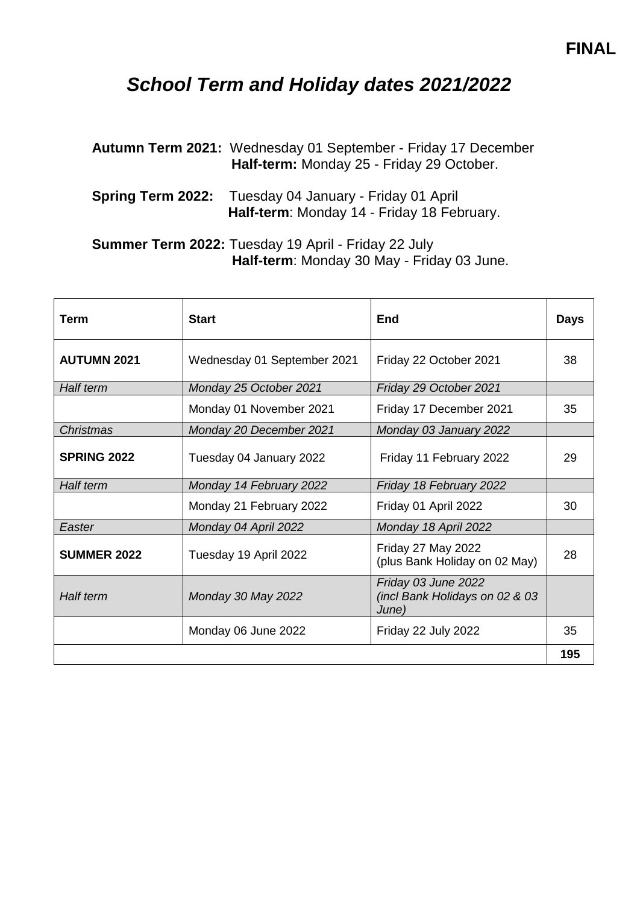**FINAL**

# ***School Term and Holiday dates 2021/2022***

**Autumn Term 2021:** Wednesday 01 September - Friday 17 December
**Half-term:** Monday 25 - Friday 29 October.

**Spring Term 2022:** Tuesday 04 January - Friday 01 April
**Half-term**: Monday 14 - Friday 18 February.

**Summer Term 2022:** Tuesday 19 April - Friday 22 July
**Half-term**: Monday 30 May - Friday 03 June.

| **Term** | **Start** | **End** | **Days** |
|---|---|---|---|
| **AUTUMN 2021** | Wednesday 01 September 2021 | Friday 22 October 2021 | 38 |
| *Half term* | *Monday 25 October 2021* | *Friday 29 October 2021* | |
| | Monday 01 November 2021 | Friday 17 December 2021 | 35 |
| *Christmas* | *Monday 20 December 2021* | *Monday 03 January 2022* | |
| **SPRING 2022** | Tuesday 04 January 2022 | Friday 11 February 2022 | 29 |
| *Half term* | *Monday 14 February 2022* | *Friday 18 February 2022* | |
| | Monday 21 February 2022 | Friday 01 April 2022 | 30 |
| *Easter* | *Monday 04 April 2022* | *Monday 18 April 2022* | |
| **SUMMER 2022** | Tuesday 19 April 2022 | Friday 27 May 2022 (plus Bank Holiday on 02 May) | 28 |
| *Half term* | *Monday 30 May 2022* | *Friday 03 June 2022 (incl Bank Holidays on 02 & 03 June)* | |
| | Monday 06 June 2022 | Friday 22 July 2022 | 35 |
| | | | **195** |